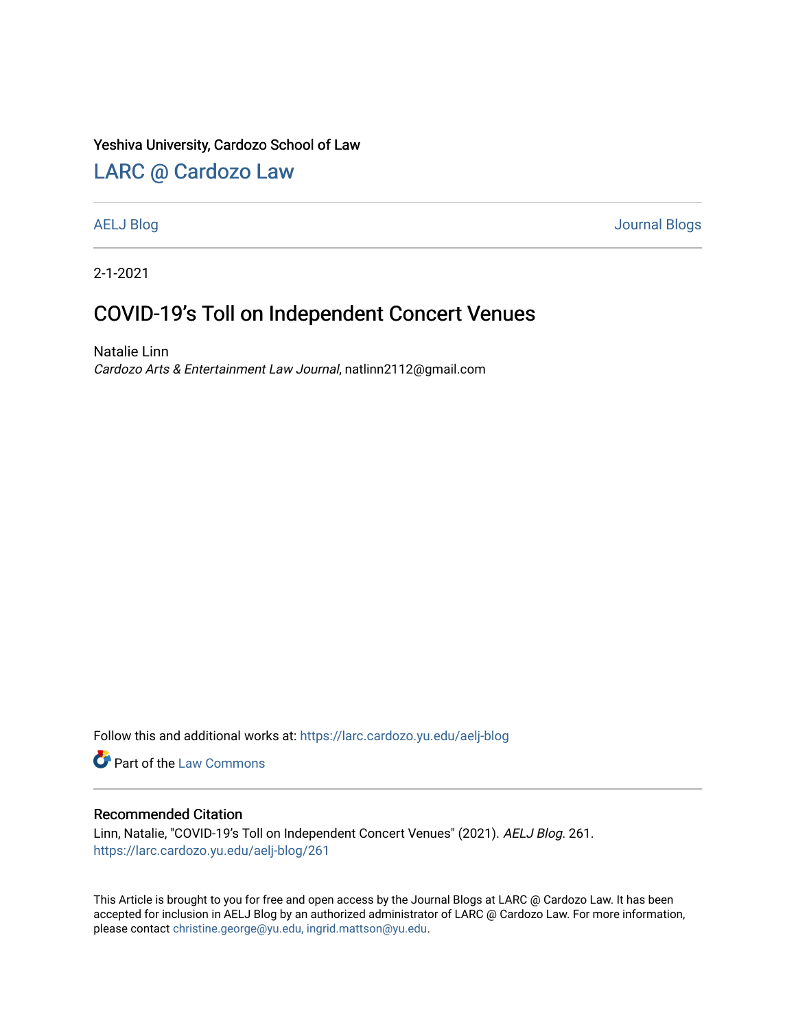Yeshiva University, Cardozo School of Law

# LARC @ Cardozo Law

AELJ Blog | Journal Blogs

2-1-2021

## COVID-19's Toll on Independent Concert Venues

Natalie Linn
*Cardozo Arts & Entertainment Law Journal*, natlinn2112@gmail.com

Follow this and additional works at: https://larc.cardozo.yu.edu/aelj-blog

Part of the Law Commons

### Recommended Citation

Linn, Natalie, "COVID-19's Toll on Independent Concert Venues" (2021). *AELJ Blog*. 261.
https://larc.cardozo.yu.edu/aelj-blog/261

This Article is brought to you for free and open access by the Journal Blogs at LARC @ Cardozo Law. It has been accepted for inclusion in AELJ Blog by an authorized administrator of LARC @ Cardozo Law. For more information, please contact christine.george@yu.edu, ingrid.mattson@yu.edu.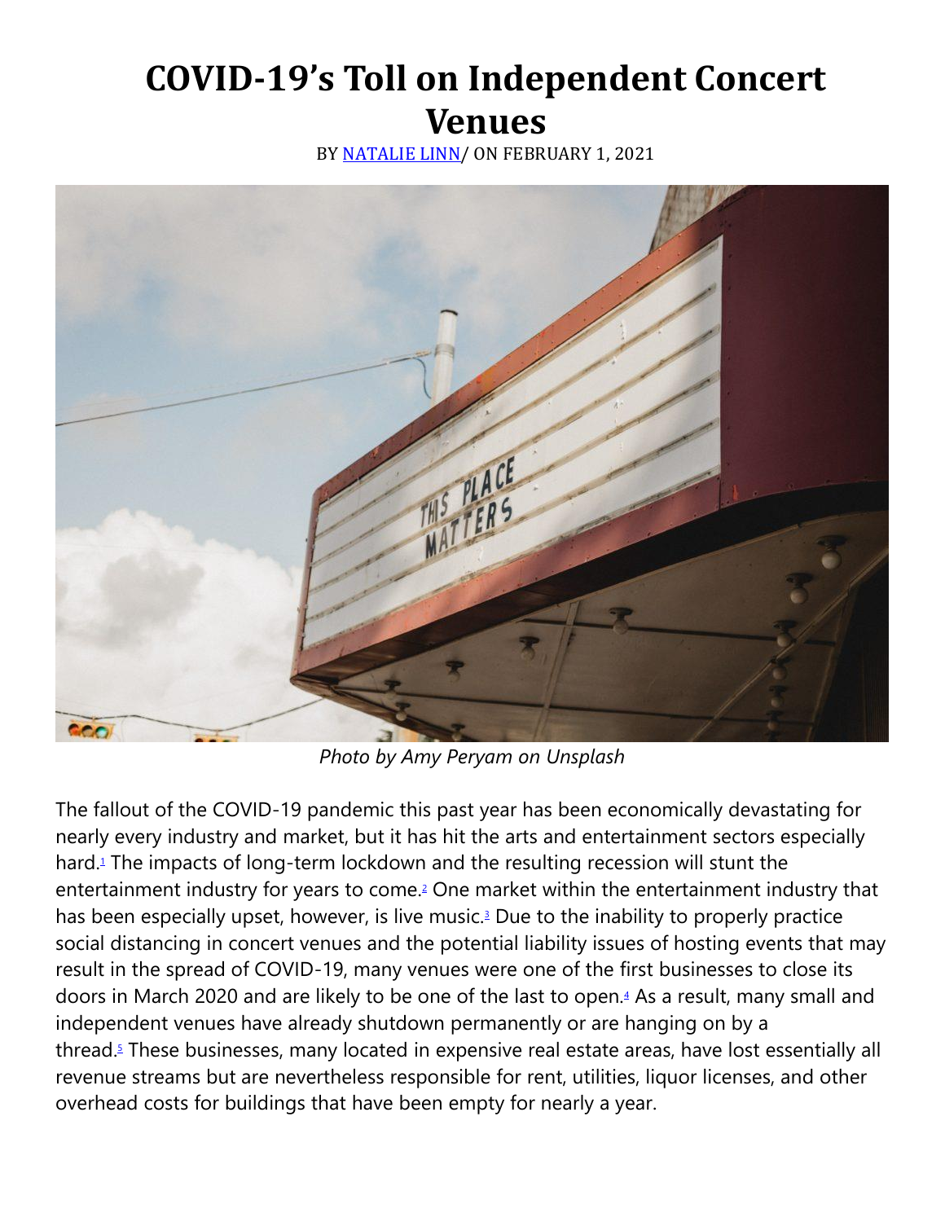# COVID-19's Toll on Independent Concert Venues

BY NATALIE LINN/ ON FEBRUARY 1, 2021

*Photo by Amy Peryam on Unsplash*

The fallout of the COVID-19 pandemic this past year has been economically devastating for nearly every industry and market, but it has hit the arts and entertainment sectors especially hard.[1] The impacts of long-term lockdown and the resulting recession will stunt the entertainment industry for years to come.[2] One market within the entertainment industry that has been especially upset, however, is live music.[3] Due to the inability to properly practice social distancing in concert venues and the potential liability issues of hosting events that may result in the spread of COVID-19, many venues were one of the first businesses to close its doors in March 2020 and are likely to be one of the last to open.[4] As a result, many small and independent venues have already shutdown permanently or are hanging on by a thread.[5] These businesses, many located in expensive real estate areas, have lost essentially all revenue streams but are nevertheless responsible for rent, utilities, liquor licenses, and other overhead costs for buildings that have been empty for nearly a year.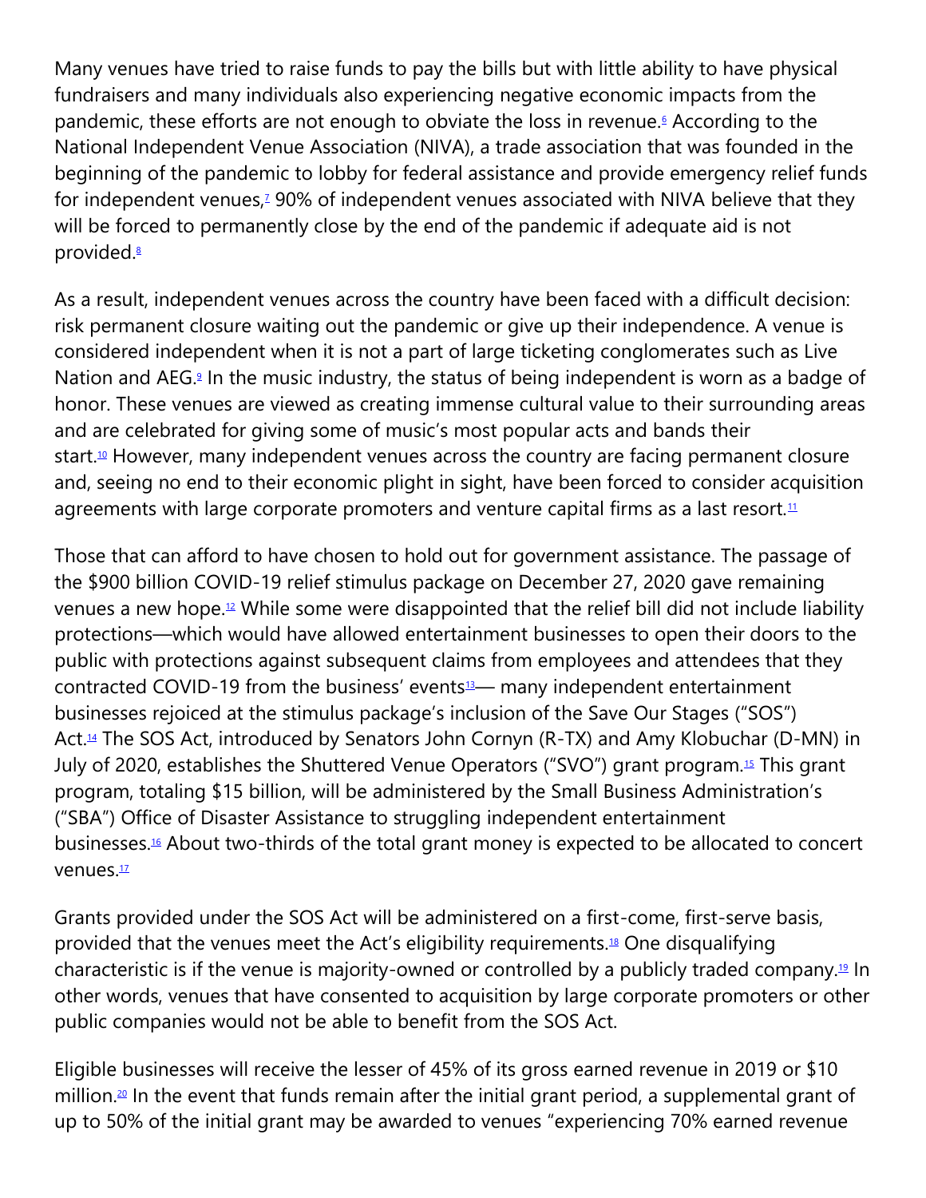Many venues have tried to raise funds to pay the bills but with little ability to have physical fundraisers and many individuals also experiencing negative economic impacts from the pandemic, these efforts are not enough to obviate the loss in revenue.[6] According to the National Independent Venue Association (NIVA), a trade association that was founded in the beginning of the pandemic to lobby for federal assistance and provide emergency relief funds for independent venues,[7] 90% of independent venues associated with NIVA believe that they will be forced to permanently close by the end of the pandemic if adequate aid is not provided.[8]

As a result, independent venues across the country have been faced with a difficult decision: risk permanent closure waiting out the pandemic or give up their independence. A venue is considered independent when it is not a part of large ticketing conglomerates such as Live Nation and AEG.[9] In the music industry, the status of being independent is worn as a badge of honor. These venues are viewed as creating immense cultural value to their surrounding areas and are celebrated for giving some of music's most popular acts and bands their start.[10] However, many independent venues across the country are facing permanent closure and, seeing no end to their economic plight in sight, have been forced to consider acquisition agreements with large corporate promoters and venture capital firms as a last resort.[11]

Those that can afford to have chosen to hold out for government assistance. The passage of the $900 billion COVID-19 relief stimulus package on December 27, 2020 gave remaining venues a new hope.[12] While some were disappointed that the relief bill did not include liability protections—which would have allowed entertainment businesses to open their doors to the public with protections against subsequent claims from employees and attendees that they contracted COVID-19 from the business' events[13]— many independent entertainment businesses rejoiced at the stimulus package's inclusion of the Save Our Stages ("SOS") Act.[14] The SOS Act, introduced by Senators John Cornyn (R-TX) and Amy Klobuchar (D-MN) in July of 2020, establishes the Shuttered Venue Operators ("SVO") grant program.[15] This grant program, totaling $15 billion, will be administered by the Small Business Administration's ("SBA") Office of Disaster Assistance to struggling independent entertainment businesses.[16] About two-thirds of the total grant money is expected to be allocated to concert venues.[17]

Grants provided under the SOS Act will be administered on a first-come, first-serve basis, provided that the venues meet the Act's eligibility requirements.[18] One disqualifying characteristic is if the venue is majority-owned or controlled by a publicly traded company.[19] In other words, venues that have consented to acquisition by large corporate promoters or other public companies would not be able to benefit from the SOS Act.

Eligible businesses will receive the lesser of 45% of its gross earned revenue in 2019 or $10 million.[20] In the event that funds remain after the initial grant period, a supplemental grant of up to 50% of the initial grant may be awarded to venues "experiencing 70% earned revenue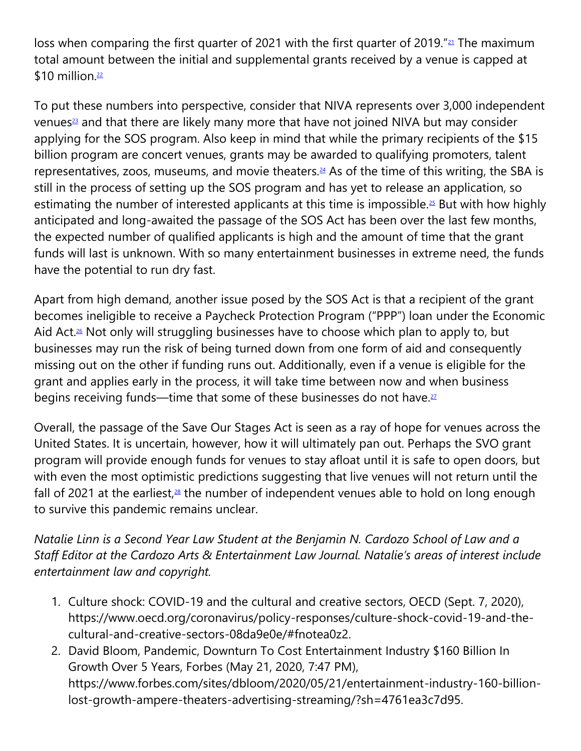loss when comparing the first quarter of 2021 with the first quarter of 2019."[21] The maximum total amount between the initial and supplemental grants received by a venue is capped at $10 million.[22]

To put these numbers into perspective, consider that NIVA represents over 3,000 independent venues[23] and that there are likely many more that have not joined NIVA but may consider applying for the SOS program. Also keep in mind that while the primary recipients of the $15 billion program are concert venues, grants may be awarded to qualifying promoters, talent representatives, zoos, museums, and movie theaters.[24] As of the time of this writing, the SBA is still in the process of setting up the SOS program and has yet to release an application, so estimating the number of interested applicants at this time is impossible.[25] But with how highly anticipated and long-awaited the passage of the SOS Act has been over the last few months, the expected number of qualified applicants is high and the amount of time that the grant funds will last is unknown. With so many entertainment businesses in extreme need, the funds have the potential to run dry fast.

Apart from high demand, another issue posed by the SOS Act is that a recipient of the grant becomes ineligible to receive a Paycheck Protection Program ("PPP") loan under the Economic Aid Act.[26] Not only will struggling businesses have to choose which plan to apply to, but businesses may run the risk of being turned down from one form of aid and consequently missing out on the other if funding runs out. Additionally, even if a venue is eligible for the grant and applies early in the process, it will take time between now and when business begins receiving funds—time that some of these businesses do not have.[27]

Overall, the passage of the Save Our Stages Act is seen as a ray of hope for venues across the United States. It is uncertain, however, how it will ultimately pan out. Perhaps the SVO grant program will provide enough funds for venues to stay afloat until it is safe to open doors, but with even the most optimistic predictions suggesting that live venues will not return until the fall of 2021 at the earliest,[28] the number of independent venues able to hold on long enough to survive this pandemic remains unclear.

*Natalie Linn is a Second Year Law Student at the Benjamin N. Cardozo School of Law and a Staff Editor at the Cardozo Arts & Entertainment Law Journal. Natalie's areas of interest include entertainment law and copyright.*

1. Culture shock: COVID-19 and the cultural and creative sectors, OECD (Sept. 7, 2020), https://www.oecd.org/coronavirus/policy-responses/culture-shock-covid-19-and-the-cultural-and-creative-sectors-08da9e0e/#fnotea0z2.
2. David Bloom, Pandemic, Downturn To Cost Entertainment Industry $160 Billion In Growth Over 5 Years, Forbes (May 21, 2020, 7:47 PM), https://www.forbes.com/sites/dbloom/2020/05/21/entertainment-industry-160-billion-lost-growth-ampere-theaters-advertising-streaming/?sh=4761ea3c7d95.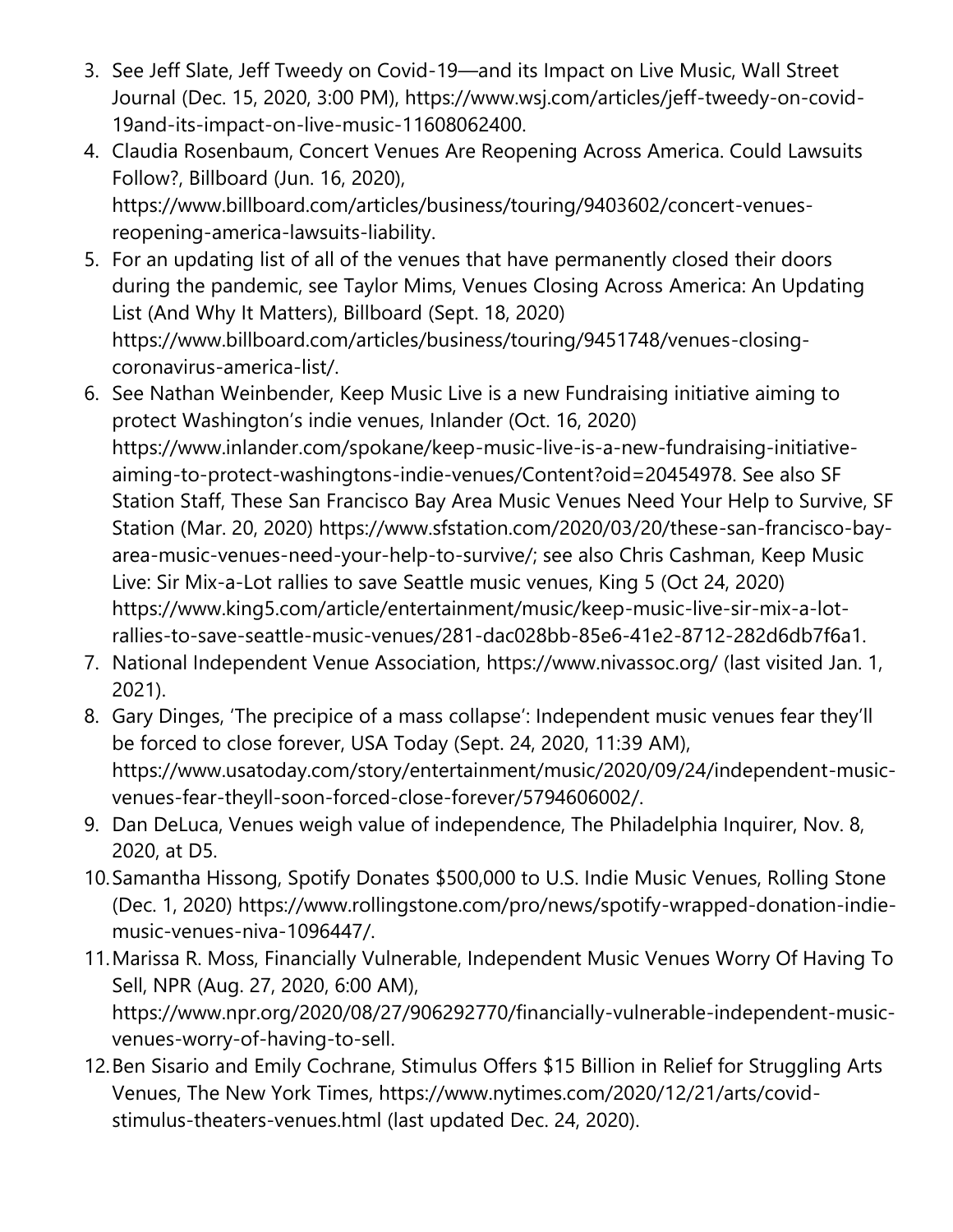3. See Jeff Slate, Jeff Tweedy on Covid-19—and its Impact on Live Music, Wall Street Journal (Dec. 15, 2020, 3:00 PM), https://www.wsj.com/articles/jeff-tweedy-on-covid-19and-its-impact-on-live-music-11608062400.
4. Claudia Rosenbaum, Concert Venues Are Reopening Across America. Could Lawsuits Follow?, Billboard (Jun. 16, 2020), https://www.billboard.com/articles/business/touring/9403602/concert-venues-reopening-america-lawsuits-liability.
5. For an updating list of all of the venues that have permanently closed their doors during the pandemic, see Taylor Mims, Venues Closing Across America: An Updating List (And Why It Matters), Billboard (Sept. 18, 2020) https://www.billboard.com/articles/business/touring/9451748/venues-closing-coronavirus-america-list/.
6. See Nathan Weinbender, Keep Music Live is a new Fundraising initiative aiming to protect Washington's indie venues, Inlander (Oct. 16, 2020) https://www.inlander.com/spokane/keep-music-live-is-a-new-fundraising-initiative-aiming-to-protect-washingtons-indie-venues/Content?oid=20454978. See also SF Station Staff, These San Francisco Bay Area Music Venues Need Your Help to Survive, SF Station (Mar. 20, 2020) https://www.sfstation.com/2020/03/20/these-san-francisco-bay-area-music-venues-need-your-help-to-survive/; see also Chris Cashman, Keep Music Live: Sir Mix-a-Lot rallies to save Seattle music venues, King 5 (Oct 24, 2020) https://www.king5.com/article/entertainment/music/keep-music-live-sir-mix-a-lot-rallies-to-save-seattle-music-venues/281-dac028bb-85e6-41e2-8712-282d6db7f6a1.
7. National Independent Venue Association, https://www.nivassoc.org/ (last visited Jan. 1, 2021).
8. Gary Dinges, 'The precipice of a mass collapse': Independent music venues fear they'll be forced to close forever, USA Today (Sept. 24, 2020, 11:39 AM), https://www.usatoday.com/story/entertainment/music/2020/09/24/independent-music-venues-fear-theyll-soon-forced-close-forever/5794606002/.
9. Dan DeLuca, Venues weigh value of independence, The Philadelphia Inquirer, Nov. 8, 2020, at D5.
10. Samantha Hissong, Spotify Donates $500,000 to U.S. Indie Music Venues, Rolling Stone (Dec. 1, 2020) https://www.rollingstone.com/pro/news/spotify-wrapped-donation-indie-music-venues-niva-1096447/.
11. Marissa R. Moss, Financially Vulnerable, Independent Music Venues Worry Of Having To Sell, NPR (Aug. 27, 2020, 6:00 AM), https://www.npr.org/2020/08/27/906292770/financially-vulnerable-independent-music-venues-worry-of-having-to-sell.
12. Ben Sisario and Emily Cochrane, Stimulus Offers $15 Billion in Relief for Struggling Arts Venues, The New York Times, https://www.nytimes.com/2020/12/21/arts/covid-stimulus-theaters-venues.html (last updated Dec. 24, 2020).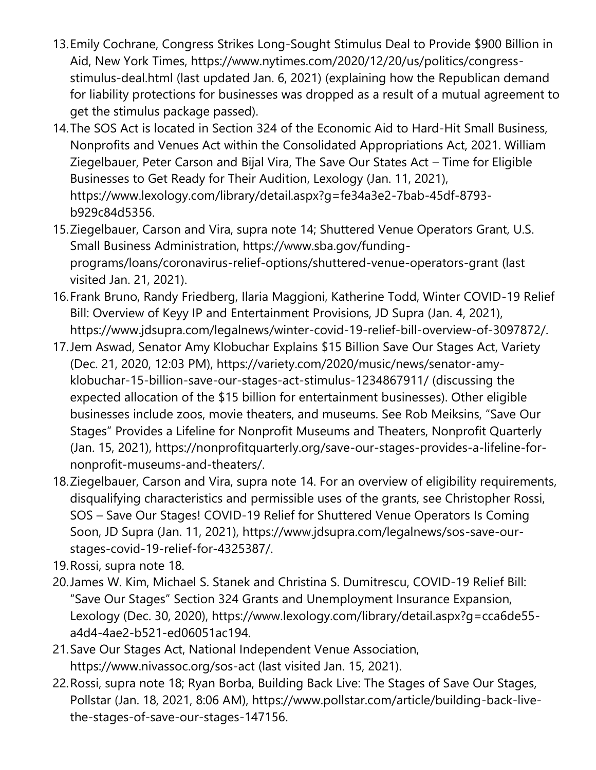13. Emily Cochrane, Congress Strikes Long-Sought Stimulus Deal to Provide $900 Billion in Aid, New York Times, https://www.nytimes.com/2020/12/20/us/politics/congress-stimulus-deal.html (last updated Jan. 6, 2021) (explaining how the Republican demand for liability protections for businesses was dropped as a result of a mutual agreement to get the stimulus package passed).
14. The SOS Act is located in Section 324 of the Economic Aid to Hard-Hit Small Business, Nonprofits and Venues Act within the Consolidated Appropriations Act, 2021. William Ziegelbauer, Peter Carson and Bijal Vira, The Save Our States Act – Time for Eligible Businesses to Get Ready for Their Audition, Lexology (Jan. 11, 2021), https://www.lexology.com/library/detail.aspx?g=fe34a3e2-7bab-45df-8793-b929c84d5356.
15. Ziegelbauer, Carson and Vira, supra note 14; Shuttered Venue Operators Grant, U.S. Small Business Administration, https://www.sba.gov/funding-programs/loans/coronavirus-relief-options/shuttered-venue-operators-grant (last visited Jan. 21, 2021).
16. Frank Bruno, Randy Friedberg, Ilaria Maggioni, Katherine Todd, Winter COVID-19 Relief Bill: Overview of Keyy IP and Entertainment Provisions, JD Supra (Jan. 4, 2021), https://www.jdsupra.com/legalnews/winter-covid-19-relief-bill-overview-of-3097872/.
17. Jem Aswad, Senator Amy Klobuchar Explains $15 Billion Save Our Stages Act, Variety (Dec. 21, 2020, 12:03 PM), https://variety.com/2020/music/news/senator-amy-klobuchar-15-billion-save-our-stages-act-stimulus-1234867911/ (discussing the expected allocation of the $15 billion for entertainment businesses). Other eligible businesses include zoos, movie theaters, and museums. See Rob Meiksins, "Save Our Stages" Provides a Lifeline for Nonprofit Museums and Theaters, Nonprofit Quarterly (Jan. 15, 2021), https://nonprofitquarterly.org/save-our-stages-provides-a-lifeline-for-nonprofit-museums-and-theaters/.
18. Ziegelbauer, Carson and Vira, supra note 14. For an overview of eligibility requirements, disqualifying characteristics and permissible uses of the grants, see Christopher Rossi, SOS – Save Our Stages! COVID-19 Relief for Shuttered Venue Operators Is Coming Soon, JD Supra (Jan. 11, 2021), https://www.jdsupra.com/legalnews/sos-save-our-stages-covid-19-relief-for-4325387/.
19. Rossi, supra note 18.
20. James W. Kim, Michael S. Stanek and Christina S. Dumitrescu, COVID-19 Relief Bill: "Save Our Stages" Section 324 Grants and Unemployment Insurance Expansion, Lexology (Dec. 30, 2020), https://www.lexology.com/library/detail.aspx?g=cca6de55-a4d4-4ae2-b521-ed06051ac194.
21. Save Our Stages Act, National Independent Venue Association, https://www.nivassoc.org/sos-act (last visited Jan. 15, 2021).
22. Rossi, supra note 18; Ryan Borba, Building Back Live: The Stages of Save Our Stages, Pollstar (Jan. 18, 2021, 8:06 AM), https://www.pollstar.com/article/building-back-live-the-stages-of-save-our-stages-147156.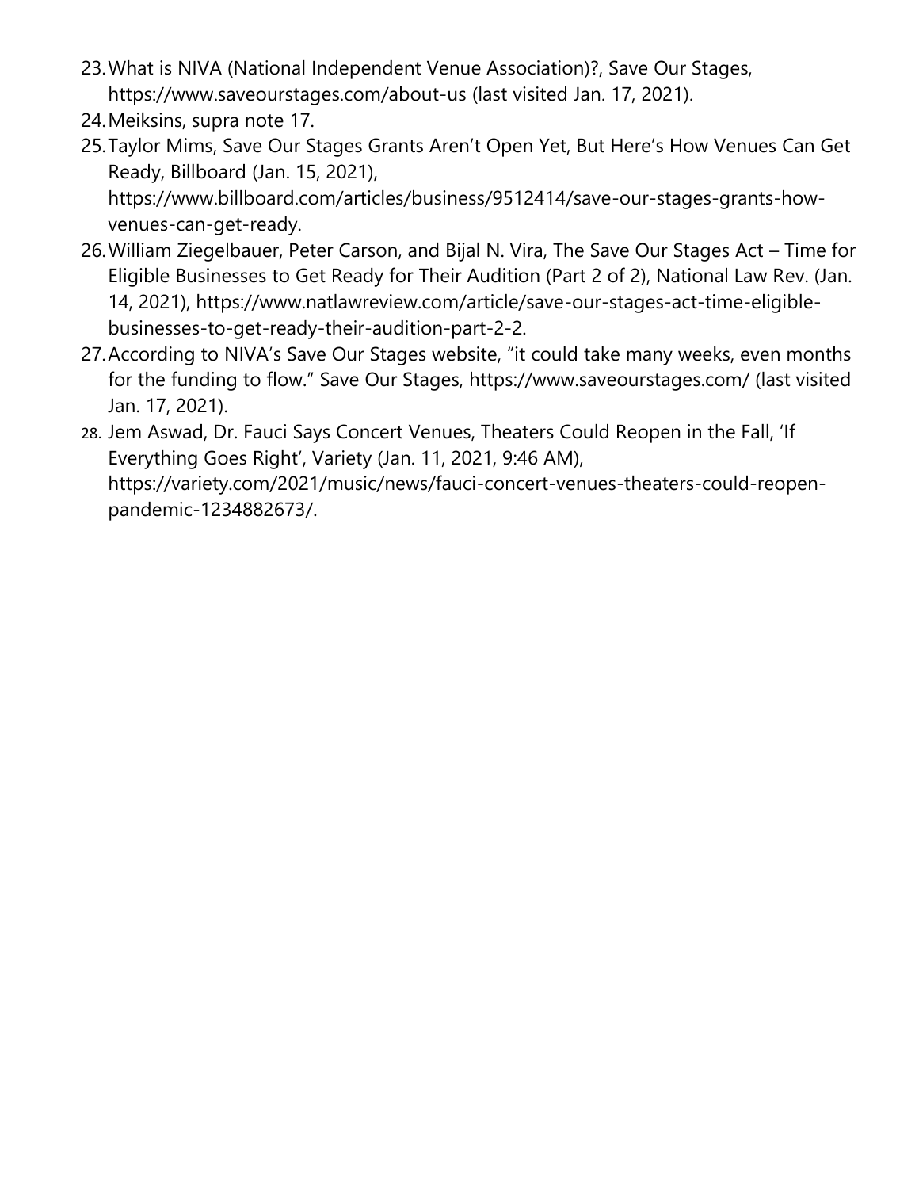23. What is NIVA (National Independent Venue Association)?, Save Our Stages, https://www.saveourstages.com/about-us (last visited Jan. 17, 2021).
24. Meiksins, supra note 17.
25. Taylor Mims, Save Our Stages Grants Aren't Open Yet, But Here's How Venues Can Get Ready, Billboard (Jan. 15, 2021), https://www.billboard.com/articles/business/9512414/save-our-stages-grants-how-venues-can-get-ready.
26. William Ziegelbauer, Peter Carson, and Bijal N. Vira, The Save Our Stages Act – Time for Eligible Businesses to Get Ready for Their Audition (Part 2 of 2), National Law Rev. (Jan. 14, 2021), https://www.natlawreview.com/article/save-our-stages-act-time-eligible-businesses-to-get-ready-their-audition-part-2-2.
27. According to NIVA's Save Our Stages website, "it could take many weeks, even months for the funding to flow." Save Our Stages, https://www.saveourstages.com/ (last visited Jan. 17, 2021).
28. Jem Aswad, Dr. Fauci Says Concert Venues, Theaters Could Reopen in the Fall, 'If Everything Goes Right', Variety (Jan. 11, 2021, 9:46 AM), https://variety.com/2021/music/news/fauci-concert-venues-theaters-could-reopen-pandemic-1234882673/.